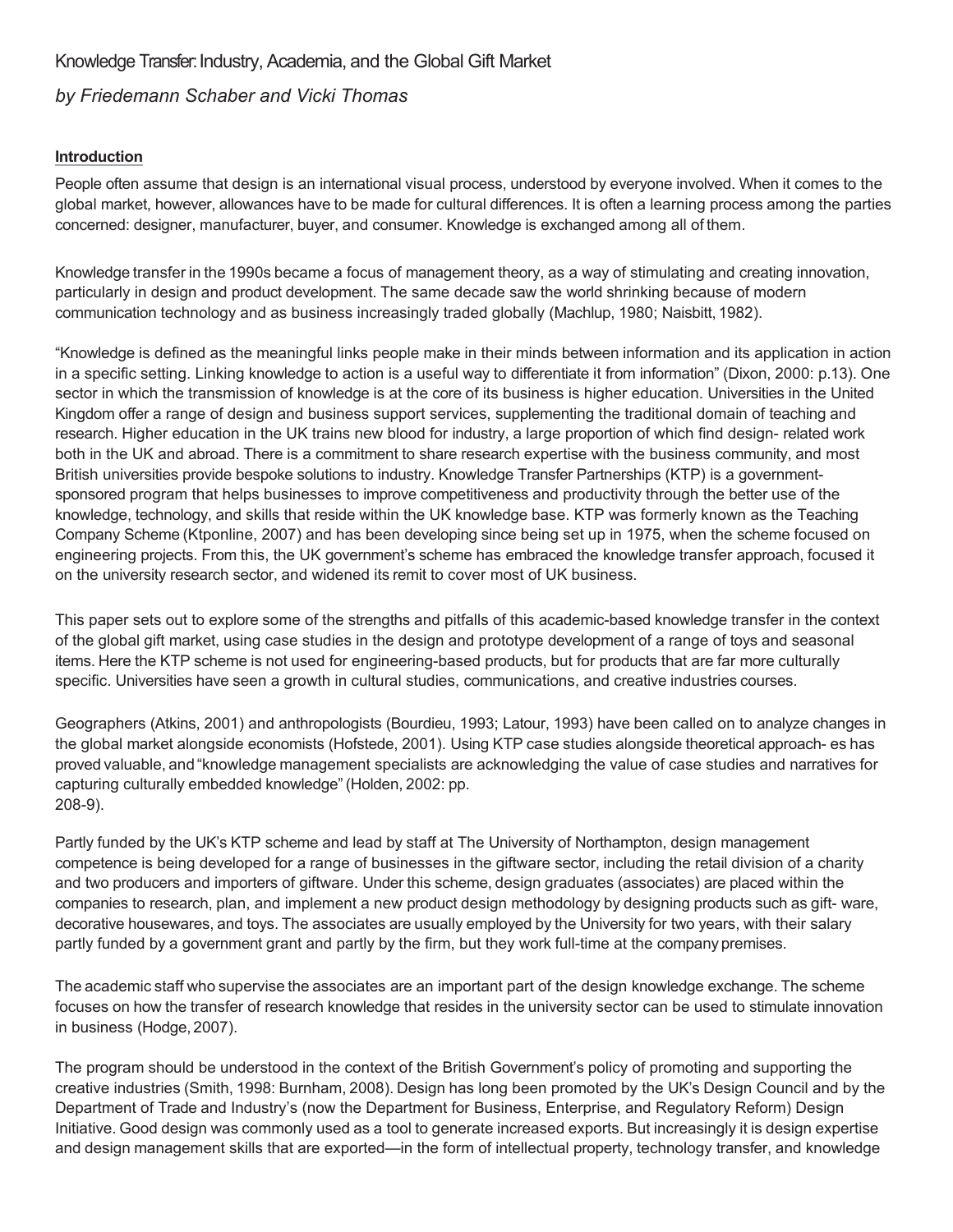# Knowledge Transfer: Industry, Academia, and the Global Gift Market

*by Friedemann Schaber and Vicki Thomas*

## Introduction

People often assume that design is an international visual process, understood by everyone involved. When it comes to the global market, however, allowances have to be made for cultural differences. It is often a learning process among the parties concerned: designer, manufacturer, buyer, and consumer. Knowledge is exchanged among all of them.

Knowledge transfer in the 1990s became a focus of management theory, as a way of stimulating and creating innovation, particularly in design and product development. The same decade saw the world shrinking because of modern communication technology and as business increasingly traded globally (Machlup, 1980; Naisbitt, 1982).

"Knowledge is defined as the meaningful links people make in their minds between information and its application in action in a specific setting. Linking knowledge to action is a useful way to differentiate it from information" (Dixon, 2000: p.13). One sector in which the transmission of knowledge is at the core of its business is higher education. Universities in the United Kingdom offer a range of design and business support services, supplementing the traditional domain of teaching and research. Higher education in the UK trains new blood for industry, a large proportion of which find design- related work both in the UK and abroad. There is a commitment to share research expertise with the business community, and most British universities provide bespoke solutions to industry. Knowledge Transfer Partnerships (KTP) is a government-sponsored program that helps businesses to improve competitiveness and productivity through the better use of the knowledge, technology, and skills that reside within the UK knowledge base. KTP was formerly known as the Teaching Company Scheme (Ktponline, 2007) and has been developing since being set up in 1975, when the scheme focused on engineering projects. From this, the UK government's scheme has embraced the knowledge transfer approach, focused it on the university research sector, and widened its remit to cover most of UK business.

This paper sets out to explore some of the strengths and pitfalls of this academic-based knowledge transfer in the context of the global gift market, using case studies in the design and prototype development of a range of toys and seasonal items. Here the KTP scheme is not used for engineering-based products, but for products that are far more culturally specific. Universities have seen a growth in cultural studies, communications, and creative industries courses.

Geographers (Atkins, 2001) and anthropologists (Bourdieu, 1993; Latour, 1993) have been called on to analyze changes in the global market alongside economists (Hofstede, 2001). Using KTP case studies alongside theoretical approach- es has proved valuable, and "knowledge management specialists are acknowledging the value of case studies and narratives for capturing culturally embedded knowledge" (Holden, 2002: pp. 208-9).

Partly funded by the UK's KTP scheme and lead by staff at The University of Northampton, design management competence is being developed for a range of businesses in the giftware sector, including the retail division of a charity and two producers and importers of giftware. Under this scheme, design graduates (associates) are placed within the companies to research, plan, and implement a new product design methodology by designing products such as gift- ware, decorative housewares, and toys. The associates are usually employed by the University for two years, with their salary partly funded by a government grant and partly by the firm, but they work full-time at the company premises.

The academic staff who supervise the associates are an important part of the design knowledge exchange. The scheme focuses on how the transfer of research knowledge that resides in the university sector can be used to stimulate innovation in business (Hodge, 2007).

The program should be understood in the context of the British Government's policy of promoting and supporting the creative industries (Smith, 1998: Burnham, 2008). Design has long been promoted by the UK's Design Council and by the Department of Trade and Industry's (now the Department for Business, Enterprise, and Regulatory Reform) Design Initiative. Good design was commonly used as a tool to generate increased exports. But increasingly it is design expertise and design management skills that are exported—in the form of intellectual property, technology transfer, and knowledge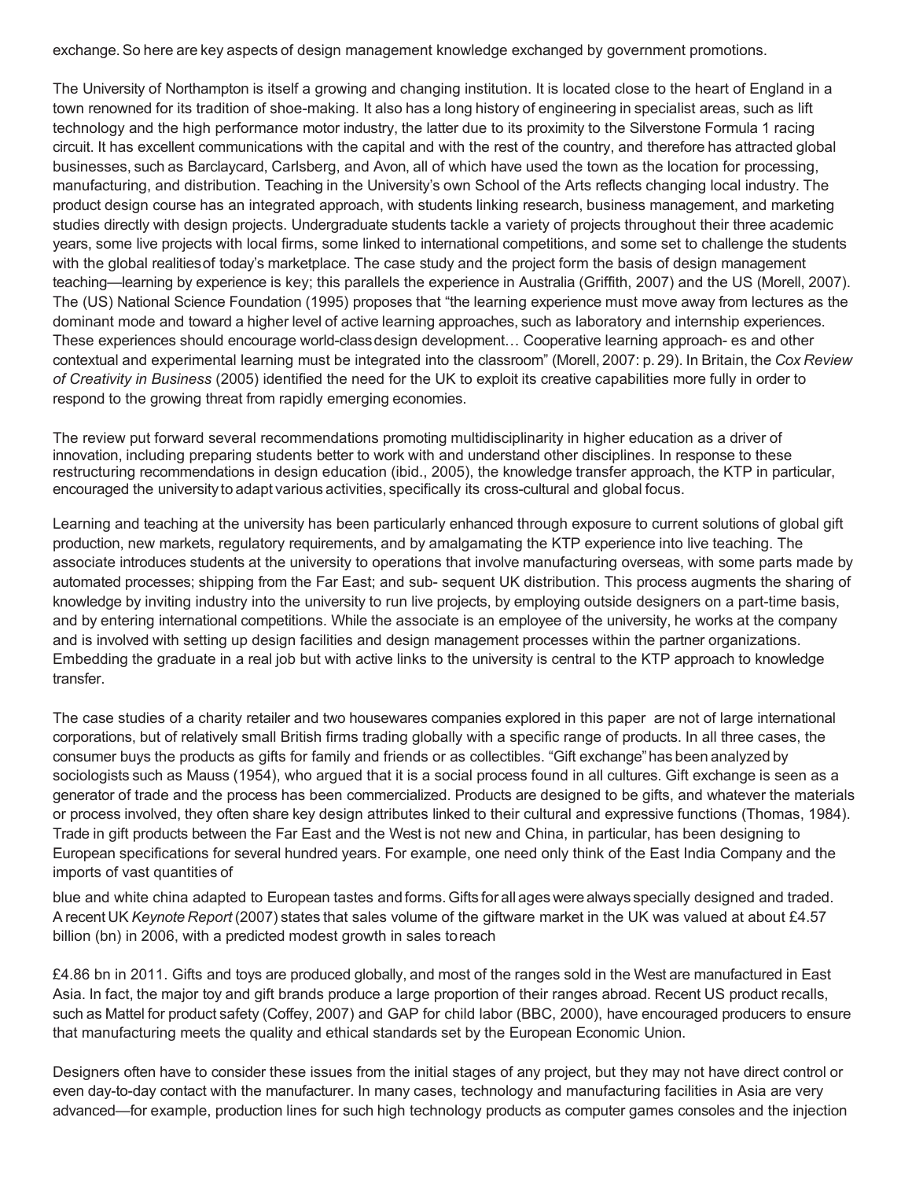exchange. So here are key aspects of design management knowledge exchanged by government promotions.

The University of Northampton is itself a growing and changing institution. It is located close to the heart of England in a town renowned for its tradition of shoe-making. It also has a long history of engineering in specialist areas, such as lift technology and the high performance motor industry, the latter due to its proximity to the Silverstone Formula 1 racing circuit. It has excellent communications with the capital and with the rest of the country, and therefore has attracted global businesses, such as Barclaycard, Carlsberg, and Avon, all of which have used the town as the location for processing, manufacturing, and distribution. Teaching in the University's own School of the Arts reflects changing local industry. The product design course has an integrated approach, with students linking research, business management, and marketing studies directly with design projects. Undergraduate students tackle a variety of projects throughout their three academic years, some live projects with local firms, some linked to international competitions, and some set to challenge the students with the global realities of today's marketplace. The case study and the project form the basis of design management teaching—learning by experience is key; this parallels the experience in Australia (Griffith, 2007) and the US (Morell, 2007). The (US) National Science Foundation (1995) proposes that "the learning experience must move away from lectures as the dominant mode and toward a higher level of active learning approaches, such as laboratory and internship experiences. These experiences should encourage world-class design development… Cooperative learning approach- es and other contextual and experimental learning must be integrated into the classroom" (Morell, 2007: p. 29). In Britain, the *Cox Review of Creativity in Business* (2005) identified the need for the UK to exploit its creative capabilities more fully in order to respond to the growing threat from rapidly emerging economies.

The review put forward several recommendations promoting multidisciplinarity in higher education as a driver of innovation, including preparing students better to work with and understand other disciplines. In response to these restructuring recommendations in design education (ibid., 2005), the knowledge transfer approach, the KTP in particular, encouraged the university to adapt various activities, specifically its cross-cultural and global focus.

Learning and teaching at the university has been particularly enhanced through exposure to current solutions of global gift production, new markets, regulatory requirements, and by amalgamating the KTP experience into live teaching. The associate introduces students at the university to operations that involve manufacturing overseas, with some parts made by automated processes; shipping from the Far East; and sub- sequent UK distribution. This process augments the sharing of knowledge by inviting industry into the university to run live projects, by employing outside designers on a part-time basis, and by entering international competitions. While the associate is an employee of the university, he works at the company and is involved with setting up design facilities and design management processes within the partner organizations. Embedding the graduate in a real job but with active links to the university is central to the KTP approach to knowledge transfer.

The case studies of a charity retailer and two housewares companies explored in this paper are not of large international corporations, but of relatively small British firms trading globally with a specific range of products. In all three cases, the consumer buys the products as gifts for family and friends or as collectibles. "Gift exchange" has been analyzed by sociologists such as Mauss (1954), who argued that it is a social process found in all cultures. Gift exchange is seen as a generator of trade and the process has been commercialized. Products are designed to be gifts, and whatever the materials or process involved, they often share key design attributes linked to their cultural and expressive functions (Thomas, 1984). Trade in gift products between the Far East and the West is not new and China, in particular, has been designing to European specifications for several hundred years. For example, one need only think of the East India Company and the imports of vast quantities of blue and white china adapted to European tastes and forms. Gifts for all ages were always specially designed and traded. A recent UK *Keynote Report* (2007) states that sales volume of the giftware market in the UK was valued at about £4.57 billion (bn) in 2006, with a predicted modest growth in sales to reach £4.86 bn in 2011. Gifts and toys are produced globally, and most of the ranges sold in the West are manufactured in East Asia. In fact, the major toy and gift brands produce a large proportion of their ranges abroad. Recent US product recalls, such as Mattel for product safety (Coffey, 2007) and GAP for child labor (BBC, 2000), have encouraged producers to ensure that manufacturing meets the quality and ethical standards set by the European Economic Union.

Designers often have to consider these issues from the initial stages of any project, but they may not have direct control or even day-to-day contact with the manufacturer. In many cases, technology and manufacturing facilities in Asia are very advanced—for example, production lines for such high technology products as computer games consoles and the injection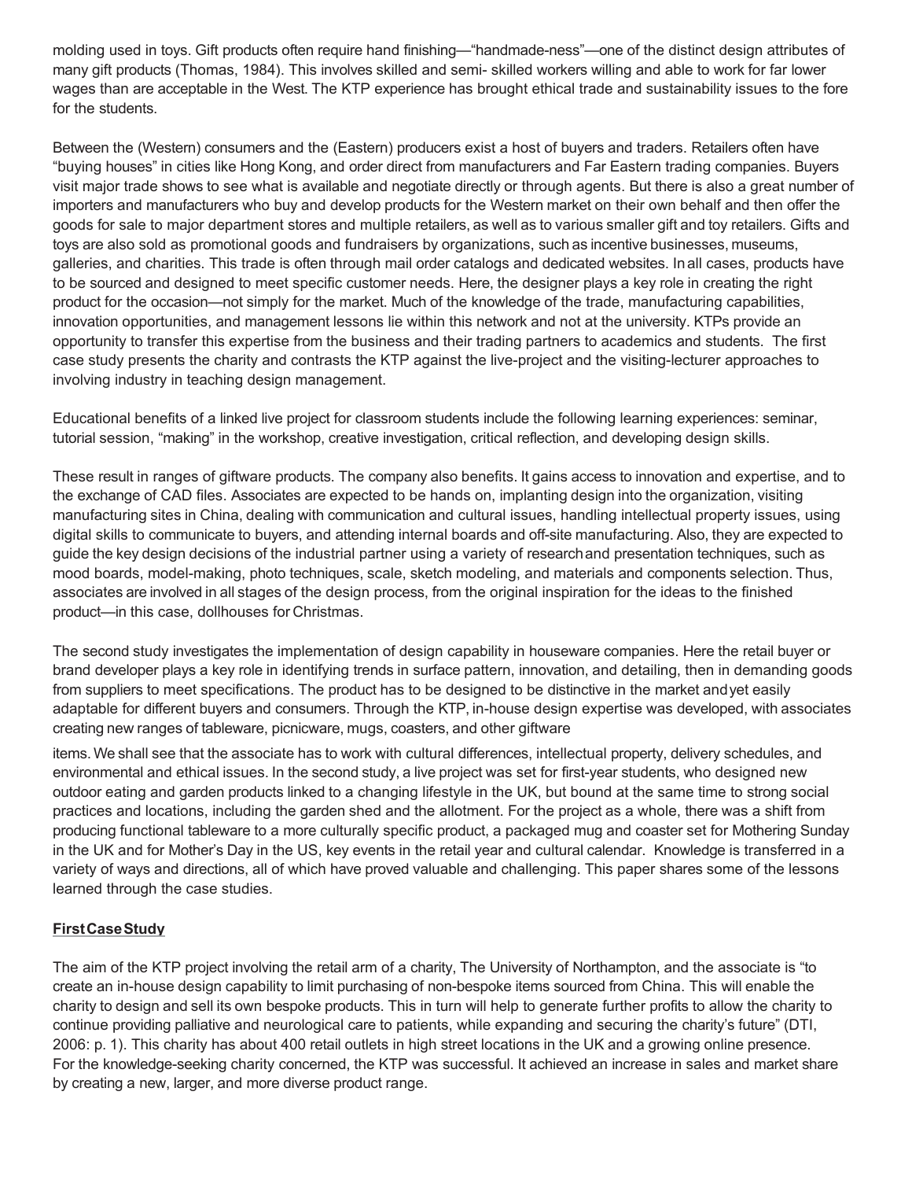molding used in toys. Gift products often require hand finishing—"handmade-ness"—one of the distinct design attributes of many gift products (Thomas, 1984). This involves skilled and semi- skilled workers willing and able to work for far lower wages than are acceptable in the West. The KTP experience has brought ethical trade and sustainability issues to the fore for the students.

Between the (Western) consumers and the (Eastern) producers exist a host of buyers and traders. Retailers often have "buying houses" in cities like Hong Kong, and order direct from manufacturers and Far Eastern trading companies. Buyers visit major trade shows to see what is available and negotiate directly or through agents. But there is also a great number of importers and manufacturers who buy and develop products for the Western market on their own behalf and then offer the goods for sale to major department stores and multiple retailers, as well as to various smaller gift and toy retailers. Gifts and toys are also sold as promotional goods and fundraisers by organizations, such as incentive businesses, museums, galleries, and charities. This trade is often through mail order catalogs and dedicated websites. In all cases, products have to be sourced and designed to meet specific customer needs. Here, the designer plays a key role in creating the right product for the occasion—not simply for the market. Much of the knowledge of the trade, manufacturing capabilities, innovation opportunities, and management lessons lie within this network and not at the university. KTPs provide an opportunity to transfer this expertise from the business and their trading partners to academics and students. The first case study presents the charity and contrasts the KTP against the live-project and the visiting-lecturer approaches to involving industry in teaching design management.

Educational benefits of a linked live project for classroom students include the following learning experiences: seminar, tutorial session, "making" in the workshop, creative investigation, critical reflection, and developing design skills.

These result in ranges of giftware products. The company also benefits. It gains access to innovation and expertise, and to the exchange of CAD files. Associates are expected to be hands on, implanting design into the organization, visiting manufacturing sites in China, dealing with communication and cultural issues, handling intellectual property issues, using digital skills to communicate to buyers, and attending internal boards and off-site manufacturing. Also, they are expected to guide the key design decisions of the industrial partner using a variety of research and presentation techniques, such as mood boards, model-making, photo techniques, scale, sketch modeling, and materials and components selection. Thus, associates are involved in all stages of the design process, from the original inspiration for the ideas to the finished product—in this case, dollhouses for Christmas.

The second study investigates the implementation of design capability in houseware companies. Here the retail buyer or brand developer plays a key role in identifying trends in surface pattern, innovation, and detailing, then in demanding goods from suppliers to meet specifications. The product has to be designed to be distinctive in the market and yet easily adaptable for different buyers and consumers. Through the KTP, in-house design expertise was developed, with associates creating new ranges of tableware, picnicware, mugs, coasters, and other giftware items. We shall see that the associate has to work with cultural differences, intellectual property, delivery schedules, and environmental and ethical issues. In the second study, a live project was set for first-year students, who designed new outdoor eating and garden products linked to a changing lifestyle in the UK, but bound at the same time to strong social practices and locations, including the garden shed and the allotment. For the project as a whole, there was a shift from producing functional tableware to a more culturally specific product, a packaged mug and coaster set for Mothering Sunday in the UK and for Mother's Day in the US, key events in the retail year and cultural calendar. Knowledge is transferred in a variety of ways and directions, all of which have proved valuable and challenging. This paper shares some of the lessons learned through the case studies.

## First Case Study

The aim of the KTP project involving the retail arm of a charity, The University of Northampton, and the associate is "to create an in-house design capability to limit purchasing of non-bespoke items sourced from China. This will enable the charity to design and sell its own bespoke products. This in turn will help to generate further profits to allow the charity to continue providing palliative and neurological care to patients, while expanding and securing the charity's future" (DTI, 2006: p. 1). This charity has about 400 retail outlets in high street locations in the UK and a growing online presence. For the knowledge-seeking charity concerned, the KTP was successful. It achieved an increase in sales and market share by creating a new, larger, and more diverse product range.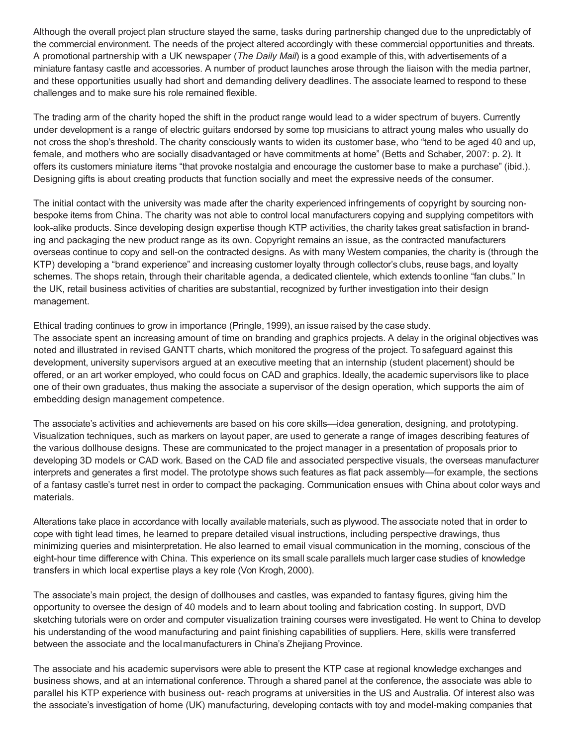Although the overall project plan structure stayed the same, tasks during partnership changed due to the unpredictably of the commercial environment. The needs of the project altered accordingly with these commercial opportunities and threats. A promotional partnership with a UK newspaper (*The Daily Mail*) is a good example of this, with advertisements of a miniature fantasy castle and accessories. A number of product launches arose through the liaison with the media partner, and these opportunities usually had short and demanding delivery deadlines. The associate learned to respond to these challenges and to make sure his role remained flexible.

The trading arm of the charity hoped the shift in the product range would lead to a wider spectrum of buyers. Currently under development is a range of electric guitars endorsed by some top musicians to attract young males who usually do not cross the shop's threshold. The charity consciously wants to widen its customer base, who "tend to be aged 40 and up, female, and mothers who are socially disadvantaged or have commitments at home" (Betts and Schaber, 2007: p. 2). It offers its customers miniature items "that provoke nostalgia and encourage the customer base to make a purchase" (ibid.). Designing gifts is about creating products that function socially and meet the expressive needs of the consumer.

The initial contact with the university was made after the charity experienced infringements of copyright by sourcing non-bespoke items from China. The charity was not able to control local manufacturers copying and supplying competitors with look-alike products. Since developing design expertise though KTP activities, the charity takes great satisfaction in branding and packaging the new product range as its own. Copyright remains an issue, as the contracted manufacturers overseas continue to copy and sell-on the contracted designs. As with many Western companies, the charity is (through the KTP) developing a "brand experience" and increasing customer loyalty through collector's clubs, reuse bags, and loyalty schemes. The shops retain, through their charitable agenda, a dedicated clientele, which extends to online "fan clubs." In the UK, retail business activities of charities are substantial, recognized by further investigation into their design management.

Ethical trading continues to grow in importance (Pringle, 1999), an issue raised by the case study.
The associate spent an increasing amount of time on branding and graphics projects. A delay in the original objectives was noted and illustrated in revised GANTT charts, which monitored the progress of the project. To safeguard against this development, university supervisors argued at an executive meeting that an internship (student placement) should be offered, or an art worker employed, who could focus on CAD and graphics. Ideally, the academic supervisors like to place one of their own graduates, thus making the associate a supervisor of the design operation, which supports the aim of embedding design management competence.

The associate's activities and achievements are based on his core skills—idea generation, designing, and prototyping. Visualization techniques, such as markers on layout paper, are used to generate a range of images describing features of the various dollhouse designs. These are communicated to the project manager in a presentation of proposals prior to developing 3D models or CAD work. Based on the CAD file and associated perspective visuals, the overseas manufacturer interprets and generates a first model. The prototype shows such features as flat pack assembly—for example, the sections of a fantasy castle's turret nest in order to compact the packaging. Communication ensues with China about color ways and materials.

Alterations take place in accordance with locally available materials, such as plywood. The associate noted that in order to cope with tight lead times, he learned to prepare detailed visual instructions, including perspective drawings, thus minimizing queries and misinterpretation. He also learned to email visual communication in the morning, conscious of the eight-hour time difference with China. This experience on its small scale parallels much larger case studies of knowledge transfers in which local expertise plays a key role (Von Krogh, 2000).

The associate's main project, the design of dollhouses and castles, was expanded to fantasy figures, giving him the opportunity to oversee the design of 40 models and to learn about tooling and fabrication costing. In support, DVD sketching tutorials were on order and computer visualization training courses were investigated. He went to China to develop his understanding of the wood manufacturing and paint finishing capabilities of suppliers. Here, skills were transferred between the associate and the local manufacturers in China's Zhejiang Province.

The associate and his academic supervisors were able to present the KTP case at regional knowledge exchanges and business shows, and at an international conference. Through a shared panel at the conference, the associate was able to parallel his KTP experience with business out- reach programs at universities in the US and Australia. Of interest also was the associate's investigation of home (UK) manufacturing, developing contacts with toy and model-making companies that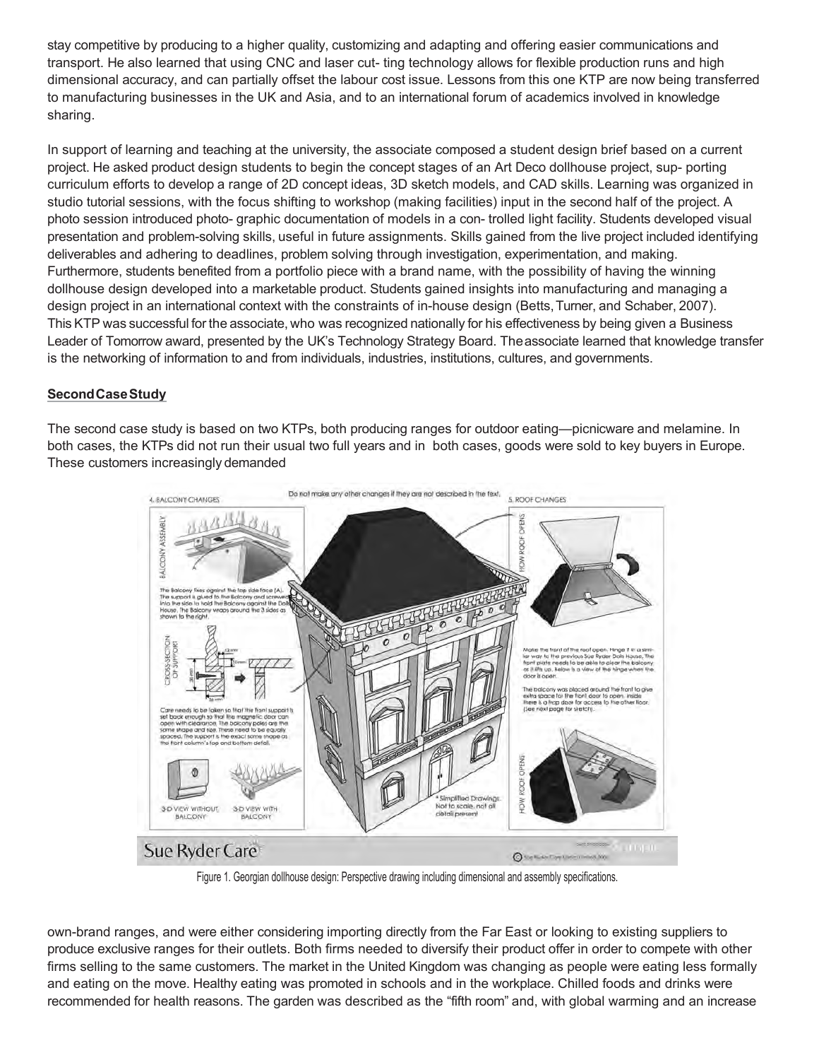stay competitive by producing to a higher quality, customizing and adapting and offering easier communications and transport. He also learned that using CNC and laser cut- ting technology allows for flexible production runs and high dimensional accuracy, and can partially offset the labour cost issue. Lessons from this one KTP are now being transferred to manufacturing businesses in the UK and Asia, and to an international forum of academics involved in knowledge sharing.

In support of learning and teaching at the university, the associate composed a student design brief based on a current project. He asked product design students to begin the concept stages of an Art Deco dollhouse project, sup- porting curriculum efforts to develop a range of 2D concept ideas, 3D sketch models, and CAD skills. Learning was organized in studio tutorial sessions, with the focus shifting to workshop (making facilities) input in the second half of the project. A photo session introduced photo- graphic documentation of models in a con- trolled light facility. Students developed visual presentation and problem-solving skills, useful in future assignments. Skills gained from the live project included identifying deliverables and adhering to deadlines, problem solving through investigation, experimentation, and making. Furthermore, students benefited from a portfolio piece with a brand name, with the possibility of having the winning dollhouse design developed into a marketable product. Students gained insights into manufacturing and managing a design project in an international context with the constraints of in-house design (Betts, Turner, and Schaber, 2007). This KTP was successful for the associate, who was recognized nationally for his effectiveness by being given a Business Leader of Tomorrow award, presented by the UK's Technology Strategy Board. The associate learned that knowledge transfer is the networking of information to and from individuals, industries, institutions, cultures, and governments.

**Second Case Study**

The second case study is based on two KTPs, both producing ranges for outdoor eating—picnicware and melamine. In both cases, the KTPs did not run their usual two full years and in both cases, goods were sold to key buyers in Europe. These customers increasingly demanded

Figure 1. Georgian dollhouse design: Perspective drawing including dimensional and assembly specifications.

own-brand ranges, and were either considering importing directly from the Far East or looking to existing suppliers to produce exclusive ranges for their outlets. Both firms needed to diversify their product offer in order to compete with other firms selling to the same customers. The market in the United Kingdom was changing as people were eating less formally and eating on the move. Healthy eating was promoted in schools and in the workplace. Chilled foods and drinks were recommended for health reasons. The garden was described as the "fifth room" and, with global warming and an increase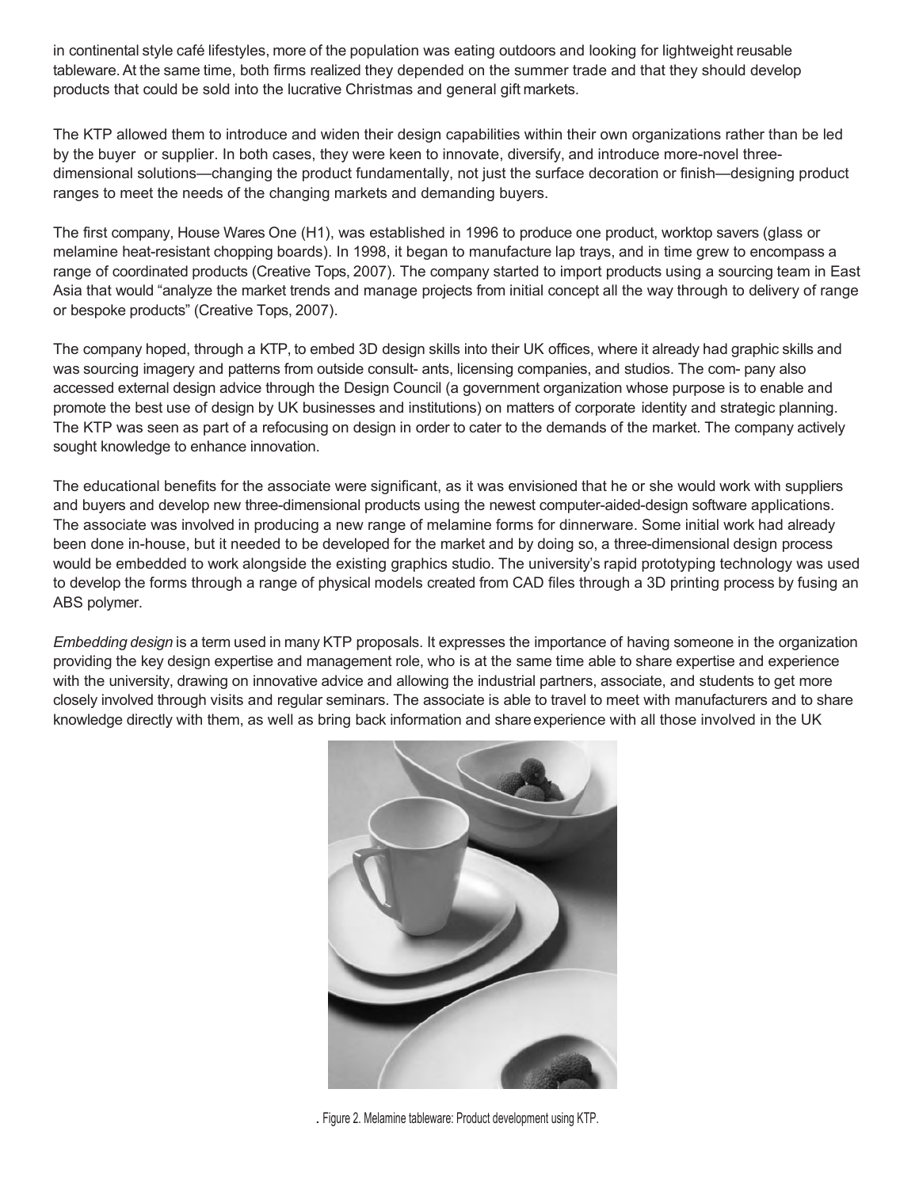in continental style café lifestyles, more of the population was eating outdoors and looking for lightweight reusable tableware. At the same time, both firms realized they depended on the summer trade and that they should develop products that could be sold into the lucrative Christmas and general gift markets.

The KTP allowed them to introduce and widen their design capabilities within their own organizations rather than be led by the buyer or supplier. In both cases, they were keen to innovate, diversify, and introduce more-novel three-dimensional solutions—changing the product fundamentally, not just the surface decoration or finish—designing product ranges to meet the needs of the changing markets and demanding buyers.

The first company, House Wares One (H1), was established in 1996 to produce one product, worktop savers (glass or melamine heat-resistant chopping boards). In 1998, it began to manufacture lap trays, and in time grew to encompass a range of coordinated products (Creative Tops, 2007). The company started to import products using a sourcing team in East Asia that would "analyze the market trends and manage projects from initial concept all the way through to delivery of range or bespoke products" (Creative Tops, 2007).

The company hoped, through a KTP, to embed 3D design skills into their UK offices, where it already had graphic skills and was sourcing imagery and patterns from outside consult- ants, licensing companies, and studios. The com- pany also accessed external design advice through the Design Council (a government organization whose purpose is to enable and promote the best use of design by UK businesses and institutions) on matters of corporate identity and strategic planning. The KTP was seen as part of a refocusing on design in order to cater to the demands of the market. The company actively sought knowledge to enhance innovation.

The educational benefits for the associate were significant, as it was envisioned that he or she would work with suppliers and buyers and develop new three-dimensional products using the newest computer-aided-design software applications. The associate was involved in producing a new range of melamine forms for dinnerware. Some initial work had already been done in-house, but it needed to be developed for the market and by doing so, a three-dimensional design process would be embedded to work alongside the existing graphics studio. The university's rapid prototyping technology was used to develop the forms through a range of physical models created from CAD files through a 3D printing process by fusing an ABS polymer.

*Embedding design* is a term used in many KTP proposals. It expresses the importance of having someone in the organization providing the key design expertise and management role, who is at the same time able to share expertise and experience with the university, drawing on innovative advice and allowing the industrial partners, associate, and students to get more closely involved through visits and regular seminars. The associate is able to travel to meet with manufacturers and to share knowledge directly with them, as well as bring back information and share experience with all those involved in the UK

Figure 2. Melamine tableware: Product development using KTP.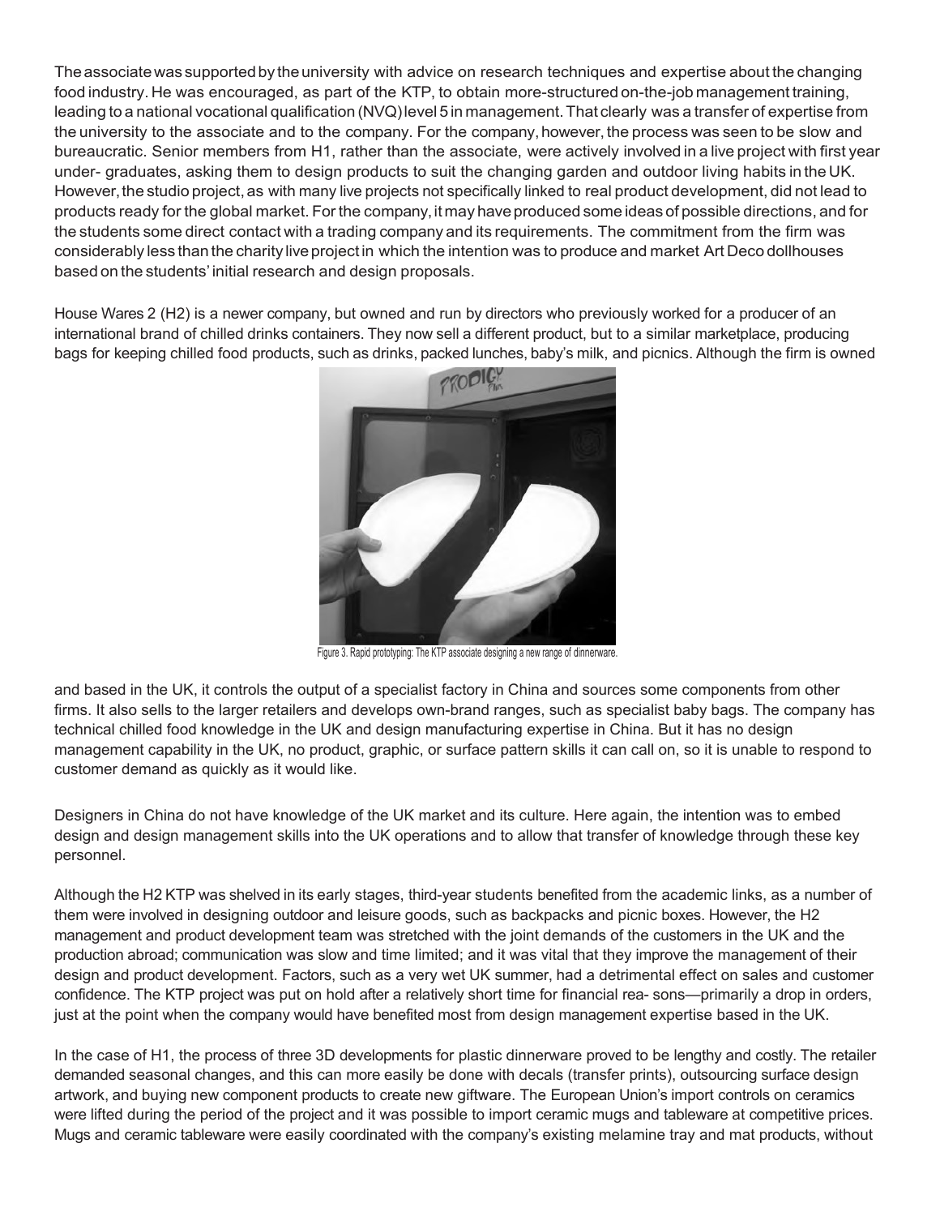The associate was supported by the university with advice on research techniques and expertise about the changing food industry. He was encouraged, as part of the KTP, to obtain more-structured on-the-job management training, leading to a national vocational qualification (NVQ) level 5 in management. That clearly was a transfer of expertise from the university to the associate and to the company. For the company, however, the process was seen to be slow and bureaucratic. Senior members from H1, rather than the associate, were actively involved in a live project with first year under- graduates, asking them to design products to suit the changing garden and outdoor living habits in the UK. However, the studio project, as with many live projects not specifically linked to real product development, did not lead to products ready for the global market. For the company, it may have produced some ideas of possible directions, and for the students some direct contact with a trading company and its requirements. The commitment from the firm was considerably less than the charity live project in which the intention was to produce and market Art Deco dollhouses based on the students' initial research and design proposals.

House Wares 2 (H2) is a newer company, but owned and run by directors who previously worked for a producer of an international brand of chilled drinks containers. They now sell a different product, but to a similar marketplace, producing bags for keeping chilled food products, such as drinks, packed lunches, baby's milk, and picnics. Although the firm is owned and based in the UK, it controls the output of a specialist factory in China and sources some components from other firms. It also sells to the larger retailers and develops own-brand ranges, such as specialist baby bags. The company has technical chilled food knowledge in the UK and design manufacturing expertise in China. But it has no design management capability in the UK, no product, graphic, or surface pattern skills it can call on, so it is unable to respond to customer demand as quickly as it would like.

Figure 3. Rapid prototyping: The KTP associate designing a new range of dinnerware.

Designers in China do not have knowledge of the UK market and its culture. Here again, the intention was to embed design and design management skills into the UK operations and to allow that transfer of knowledge through these key personnel.

Although the H2 KTP was shelved in its early stages, third-year students benefited from the academic links, as a number of them were involved in designing outdoor and leisure goods, such as backpacks and picnic boxes. However, the H2 management and product development team was stretched with the joint demands of the customers in the UK and the production abroad; communication was slow and time limited; and it was vital that they improve the management of their design and product development. Factors, such as a very wet UK summer, had a detrimental effect on sales and customer confidence. The KTP project was put on hold after a relatively short time for financial rea- sons—primarily a drop in orders, just at the point when the company would have benefited most from design management expertise based in the UK.

In the case of H1, the process of three 3D developments for plastic dinnerware proved to be lengthy and costly. The retailer demanded seasonal changes, and this can more easily be done with decals (transfer prints), outsourcing surface design artwork, and buying new component products to create new giftware. The European Union's import controls on ceramics were lifted during the period of the project and it was possible to import ceramic mugs and tableware at competitive prices. Mugs and ceramic tableware were easily coordinated with the company's existing melamine tray and mat products, without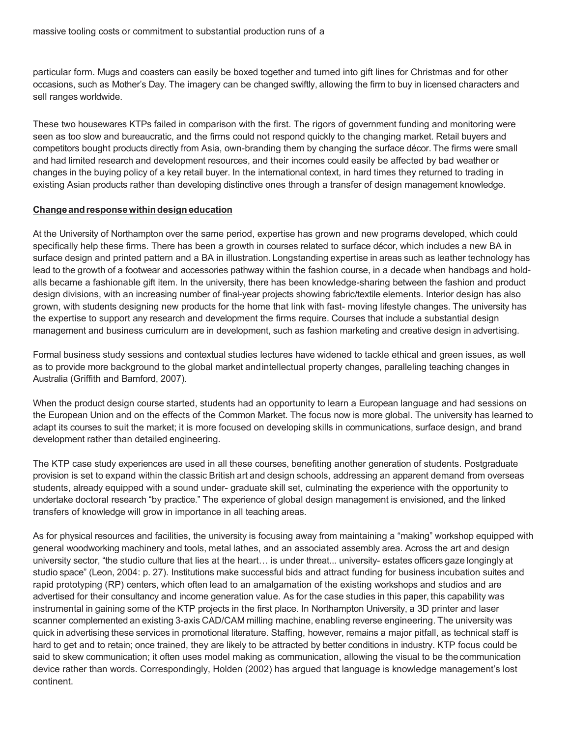massive tooling costs or commitment to substantial production runs of a

particular form. Mugs and coasters can easily be boxed together and turned into gift lines for Christmas and for other occasions, such as Mother's Day. The imagery can be changed swiftly, allowing the firm to buy in licensed characters and sell ranges worldwide.

These two housewares KTPs failed in comparison with the first. The rigors of government funding and monitoring were seen as too slow and bureaucratic, and the firms could not respond quickly to the changing market. Retail buyers and competitors bought products directly from Asia, own-branding them by changing the surface décor. The firms were small and had limited research and development resources, and their incomes could easily be affected by bad weather or changes in the buying policy of a key retail buyer. In the international context, in hard times they returned to trading in existing Asian products rather than developing distinctive ones through a transfer of design management knowledge.

## Change and response within design education

At the University of Northampton over the same period, expertise has grown and new programs developed, which could specifically help these firms. There has been a growth in courses related to surface décor, which includes a new BA in surface design and printed pattern and a BA in illustration. Longstanding expertise in areas such as leather technology has lead to the growth of a footwear and accessories pathway within the fashion course, in a decade when handbags and hold-alls became a fashionable gift item. In the university, there has been knowledge-sharing between the fashion and product design divisions, with an increasing number of final-year projects showing fabric/textile elements. Interior design has also grown, with students designing new products for the home that link with fast- moving lifestyle changes. The university has the expertise to support any research and development the firms require. Courses that include a substantial design management and business curriculum are in development, such as fashion marketing and creative design in advertising.

Formal business study sessions and contextual studies lectures have widened to tackle ethical and green issues, as well as to provide more background to the global market and intellectual property changes, paralleling teaching changes in Australia (Griffith and Bamford, 2007).

When the product design course started, students had an opportunity to learn a European language and had sessions on the European Union and on the effects of the Common Market. The focus now is more global. The university has learned to adapt its courses to suit the market; it is more focused on developing skills in communications, surface design, and brand development rather than detailed engineering.

The KTP case study experiences are used in all these courses, benefiting another generation of students. Postgraduate provision is set to expand within the classic British art and design schools, addressing an apparent demand from overseas students, already equipped with a sound under- graduate skill set, culminating the experience with the opportunity to undertake doctoral research "by practice." The experience of global design management is envisioned, and the linked transfers of knowledge will grow in importance in all teaching areas.

As for physical resources and facilities, the university is focusing away from maintaining a "making" workshop equipped with general woodworking machinery and tools, metal lathes, and an associated assembly area. Across the art and design university sector, "the studio culture that lies at the heart… is under threat... university- estates officers gaze longingly at studio space" (Leon, 2004: p. 27). Institutions make successful bids and attract funding for business incubation suites and rapid prototyping (RP) centers, which often lead to an amalgamation of the existing workshops and studios and are advertised for their consultancy and income generation value. As for the case studies in this paper, this capability was instrumental in gaining some of the KTP projects in the first place. In Northampton University, a 3D printer and laser scanner complemented an existing 3-axis CAD/CAM milling machine, enabling reverse engineering. The university was quick in advertising these services in promotional literature. Staffing, however, remains a major pitfall, as technical staff is hard to get and to retain; once trained, they are likely to be attracted by better conditions in industry. KTP focus could be said to skew communication; it often uses model making as communication, allowing the visual to be the communication device rather than words. Correspondingly, Holden (2002) has argued that language is knowledge management's lost continent.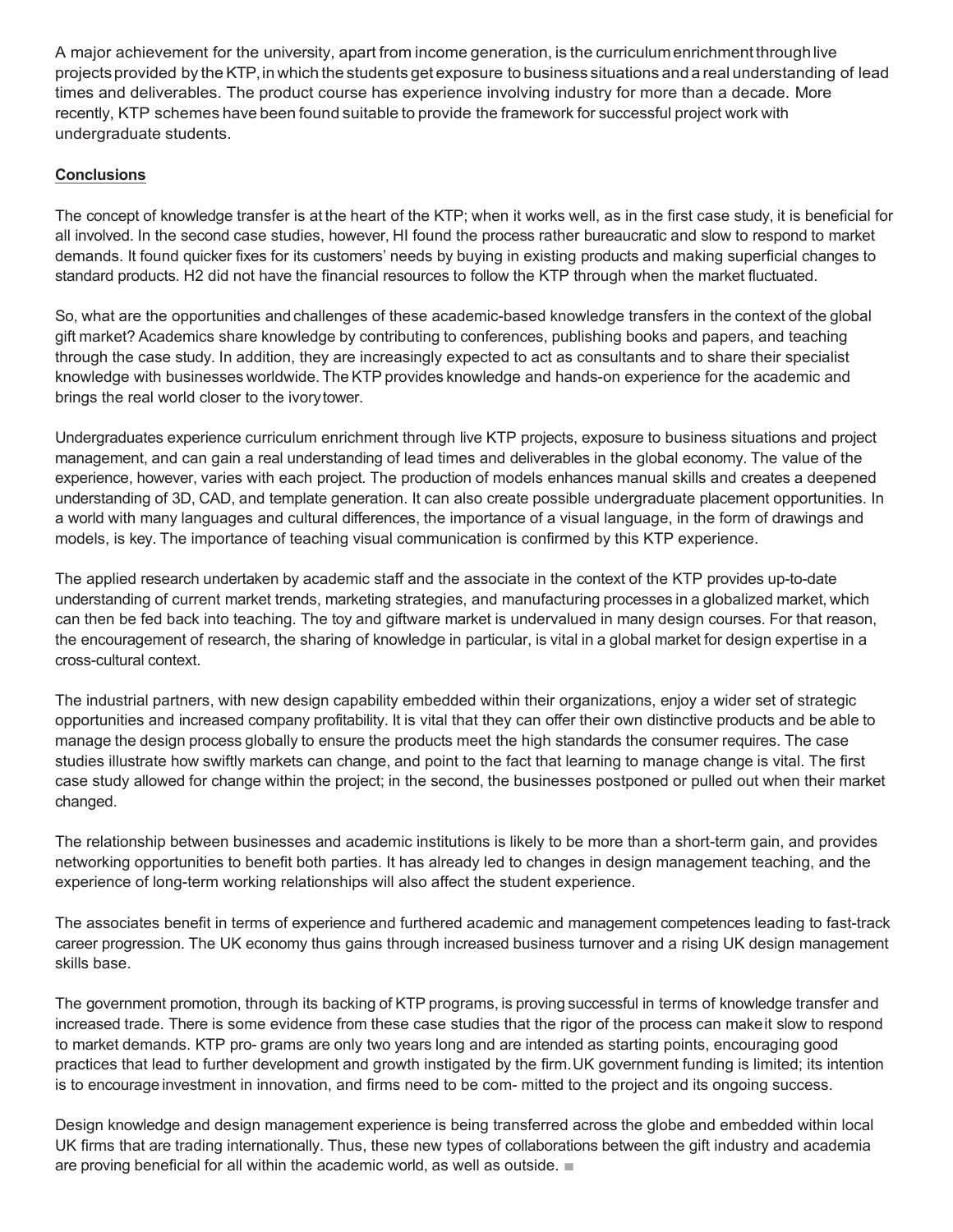A major achievement for the university, apart from income generation, is the curriculum enrichment through live projects provided by the KTP, in which the students get exposure to business situations and a real understanding of lead times and deliverables. The product course has experience involving industry for more than a decade. More recently, KTP schemes have been found suitable to provide the framework for successful project work with undergraduate students.

## Conclusions

The concept of knowledge transfer is at the heart of the KTP; when it works well, as in the first case study, it is beneficial for all involved. In the second case studies, however, HI found the process rather bureaucratic and slow to respond to market demands. It found quicker fixes for its customers' needs by buying in existing products and making superficial changes to standard products. H2 did not have the financial resources to follow the KTP through when the market fluctuated.

So, what are the opportunities and challenges of these academic-based knowledge transfers in the context of the global gift market? Academics share knowledge by contributing to conferences, publishing books and papers, and teaching through the case study. In addition, they are increasingly expected to act as consultants and to share their specialist knowledge with businesses worldwide. The KTP provides knowledge and hands-on experience for the academic and brings the real world closer to the ivory tower.

Undergraduates experience curriculum enrichment through live KTP projects, exposure to business situations and project management, and can gain a real understanding of lead times and deliverables in the global economy. The value of the experience, however, varies with each project. The production of models enhances manual skills and creates a deepened understanding of 3D, CAD, and template generation. It can also create possible undergraduate placement opportunities. In a world with many languages and cultural differences, the importance of a visual language, in the form of drawings and models, is key. The importance of teaching visual communication is confirmed by this KTP experience.

The applied research undertaken by academic staff and the associate in the context of the KTP provides up-to-date understanding of current market trends, marketing strategies, and manufacturing processes in a globalized market, which can then be fed back into teaching. The toy and giftware market is undervalued in many design courses. For that reason, the encouragement of research, the sharing of knowledge in particular, is vital in a global market for design expertise in a cross-cultural context.

The industrial partners, with new design capability embedded within their organizations, enjoy a wider set of strategic opportunities and increased company profitability. It is vital that they can offer their own distinctive products and be able to manage the design process globally to ensure the products meet the high standards the consumer requires. The case studies illustrate how swiftly markets can change, and point to the fact that learning to manage change is vital. The first case study allowed for change within the project; in the second, the businesses postponed or pulled out when their market changed.

The relationship between businesses and academic institutions is likely to be more than a short-term gain, and provides networking opportunities to benefit both parties. It has already led to changes in design management teaching, and the experience of long-term working relationships will also affect the student experience.

The associates benefit in terms of experience and furthered academic and management competences leading to fast-track career progression. The UK economy thus gains through increased business turnover and a rising UK design management skills base.

The government promotion, through its backing of KTP programs, is proving successful in terms of knowledge transfer and increased trade. There is some evidence from these case studies that the rigor of the process can make it slow to respond to market demands. KTP programs are only two years long and are intended as starting points, encouraging good practices that lead to further development and growth instigated by the firm. UK government funding is limited; its intention is to encourage investment in innovation, and firms need to be committed to the project and its ongoing success.

Design knowledge and design management experience is being transferred across the globe and embedded within local UK firms that are trading internationally. Thus, these new types of collaborations between the gift industry and academia are proving beneficial for all within the academic world, as well as outside. ■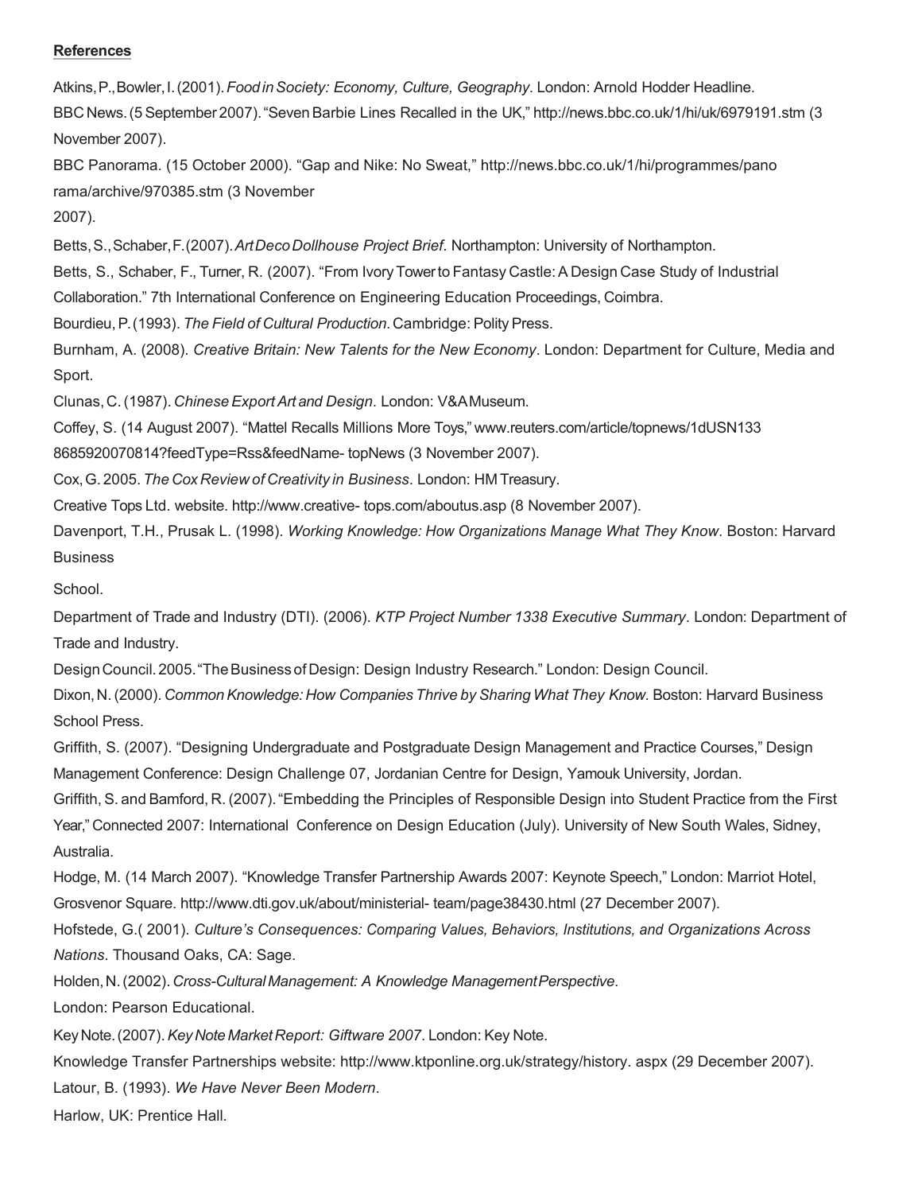**References**

Atkins, P., Bowler, I. (2001). *Food in Society: Economy, Culture, Geography*. London: Arnold Hodder Headline.

BBC News. (5 September 2007). "Seven Barbie Lines Recalled in the UK," http://news.bbc.co.uk/1/hi/uk/6979191.stm (3 November 2007).

BBC Panorama. (15 October 2000). "Gap and Nike: No Sweat," http://news.bbc.co.uk/1/hi/programmes/panorama/archive/970385.stm (3 November 2007).

Betts, S., Schaber, F. (2007). *Art Deco Dollhouse Project Brief*. Northampton: University of Northampton.

Betts, S., Schaber, F., Turner, R. (2007). "From Ivory Tower to Fantasy Castle: A Design Case Study of Industrial Collaboration." 7th International Conference on Engineering Education Proceedings, Coimbra.

Bourdieu, P. (1993). *The Field of Cultural Production*. Cambridge: Polity Press.

Burnham, A. (2008). *Creative Britain: New Talents for the New Economy*. London: Department for Culture, Media and Sport.

Clunas, C. (1987). *Chinese Export Art and Design*. London: V&A Museum.

Coffey, S. (14 August 2007). "Mattel Recalls Millions More Toys," www.reuters.com/article/topnews/1dUSN1338685920070814?feedType=Rss&feedName- topNews (3 November 2007).

Cox, G. 2005. *The Cox Review of Creativity in Business*. London: HM Treasury.

Creative Tops Ltd. website. http://www.creative- tops.com/aboutus.asp (8 November 2007).

Davenport, T.H., Prusak L. (1998). *Working Knowledge: How Organizations Manage What They Know*. Boston: Harvard Business School.

Department of Trade and Industry (DTI). (2006). *KTP Project Number 1338 Executive Summary*. London: Department of Trade and Industry.

Design Council. 2005. "The Business of Design: Design Industry Research." London: Design Council.

Dixon, N. (2000). *Common Knowledge: How Companies Thrive by Sharing What They Know*. Boston: Harvard Business School Press.

Griffith, S. (2007). "Designing Undergraduate and Postgraduate Design Management and Practice Courses," Design Management Conference: Design Challenge 07, Jordanian Centre for Design, Yamouk University, Jordan.

Griffith, S. and Bamford, R. (2007). "Embedding the Principles of Responsible Design into Student Practice from the First Year," Connected 2007: International Conference on Design Education (July). University of New South Wales, Sidney, Australia.

Hodge, M. (14 March 2007). "Knowledge Transfer Partnership Awards 2007: Keynote Speech," London: Marriot Hotel, Grosvenor Square. http://www.dti.gov.uk/about/ministerial- team/page38430.html (27 December 2007).

Hofstede, G.( 2001). *Culture's Consequences: Comparing Values, Behaviors, Institutions, and Organizations Across Nations*. Thousand Oaks, CA: Sage.

Holden, N. (2002). *Cross-Cultural Management: A Knowledge Management Perspective*. London: Pearson Educational.

Key Note. (2007). *Key Note Market Report: Giftware 2007*. London: Key Note.

Knowledge Transfer Partnerships website: http://www.ktponline.org.uk/strategy/history. aspx (29 December 2007).

Latour, B. (1993). *We Have Never Been Modern*. Harlow, UK: Prentice Hall.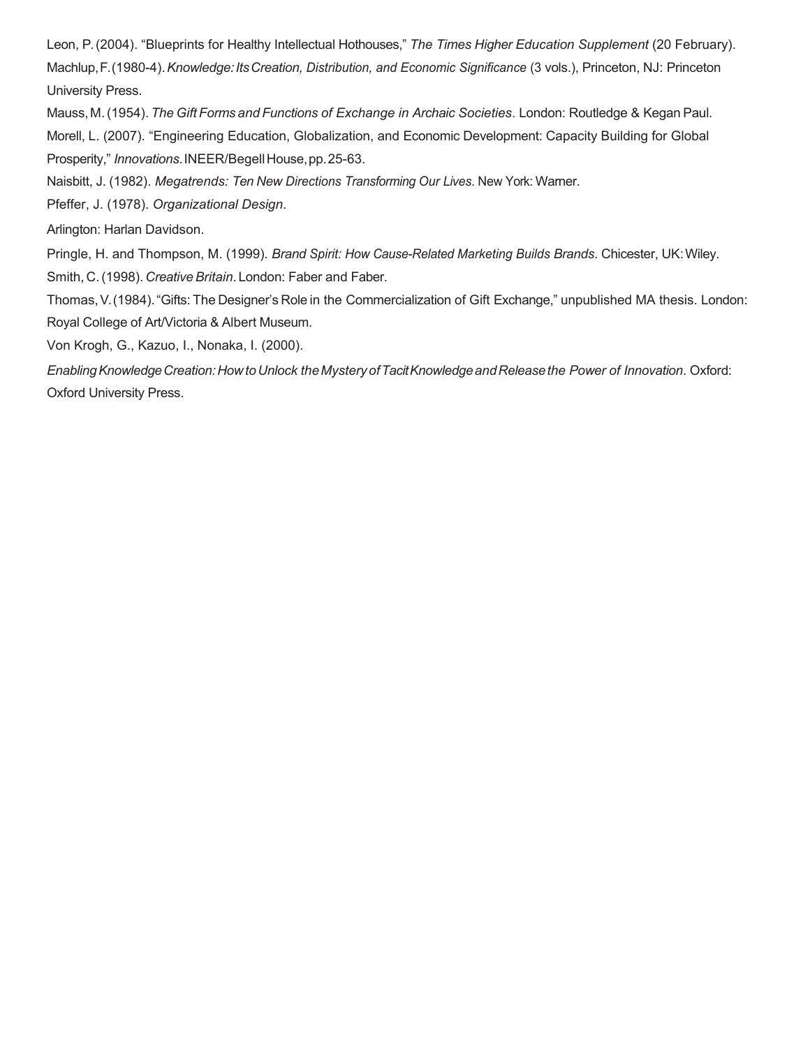Leon, P. (2004). "Blueprints for Healthy Intellectual Hothouses," *The Times Higher Education Supplement* (20 February).

Machlup, F. (1980-4). *Knowledge: Its Creation, Distribution, and Economic Significance* (3 vols.), Princeton, NJ: Princeton University Press.

Mauss, M. (1954). *The Gift Forms and Functions of Exchange in Archaic Societies*. London: Routledge & Kegan Paul.

Morell, L. (2007). "Engineering Education, Globalization, and Economic Development: Capacity Building for Global Prosperity," *Innovations*. INEER/Begell House, pp. 25-63.

Naisbitt, J. (1982). *Megatrends: Ten New Directions Transforming Our Lives*. New York: Warner.

Pfeffer, J. (1978). *Organizational Design*.

Arlington: Harlan Davidson.

Pringle, H. and Thompson, M. (1999). *Brand Spirit: How Cause-Related Marketing Builds Brands*. Chicester, UK: Wiley.

Smith, C. (1998). *Creative Britain*. London: Faber and Faber.

Thomas, V. (1984). "Gifts: The Designer's Role in the Commercialization of Gift Exchange," unpublished MA thesis. London: Royal College of Art/Victoria & Albert Museum.

Von Krogh, G., Kazuo, I., Nonaka, I. (2000).

*Enabling Knowledge Creation: How to Unlock the Mystery of Tacit Knowledge and Release the Power of Innovation*. Oxford: Oxford University Press.